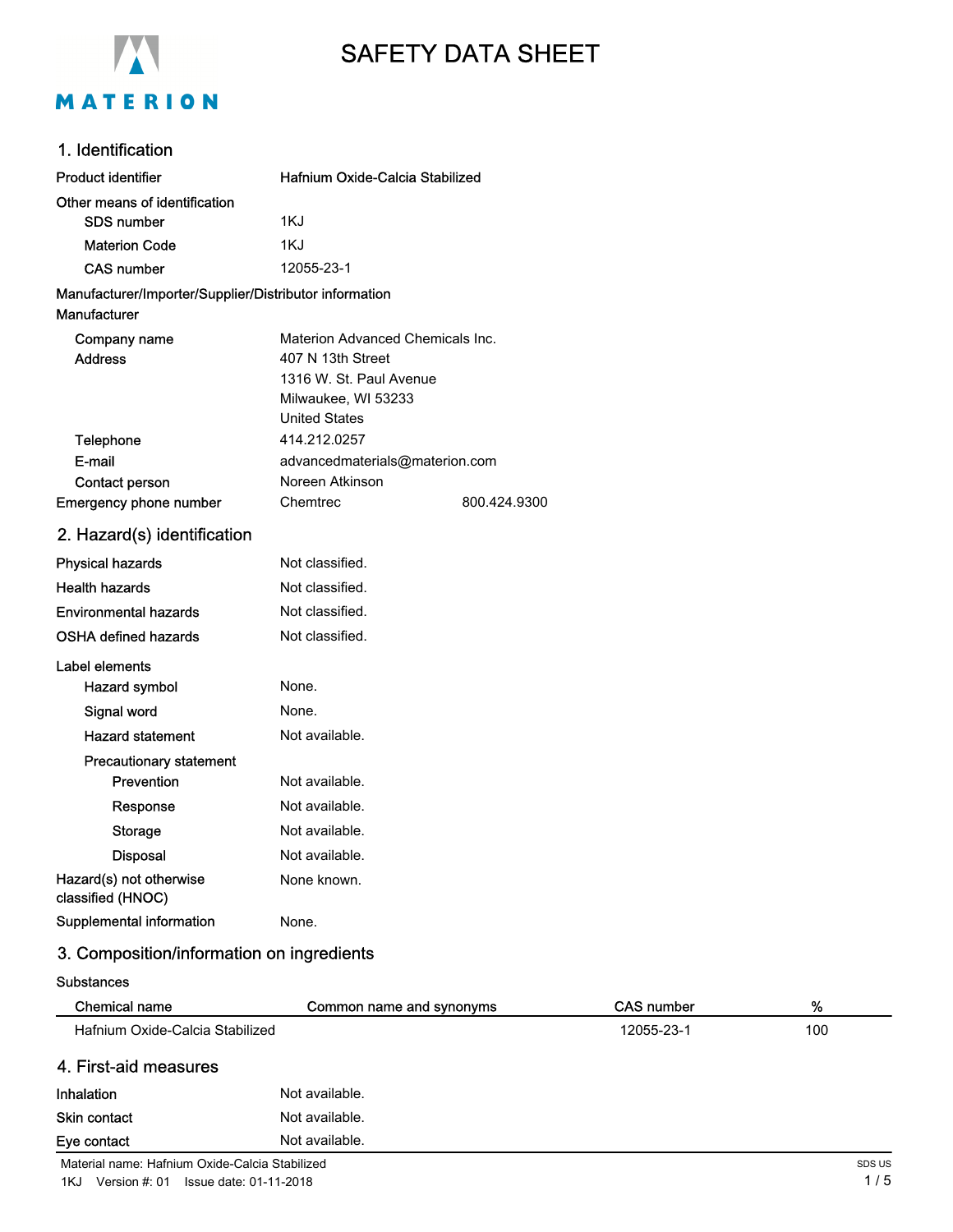MATERION

# SAFETY DATA SHEET

## 1. Identification

| | |
|---|---|
| Product identifier | Hafnium Oxide-Calcia Stabilized |
| Other means of identification | |
| SDS number | 1KJ |
| Materion Code | 1KJ |
| CAS number | 12055-23-1 |

**Manufacturer/Importer/Supplier/Distributor information**

**Manufacturer**

| | |
|---|---|
| Company name | Materion Advanced Chemicals Inc. |
| Address | 407 N 13th Street<br>1316 W. St. Paul Avenue<br>Milwaukee, WI 53233<br>United States |
| Telephone | 414.212.0257 |
| E-mail | advancedmaterials@materion.com |
| Contact person | Noreen Atkinson |
| Emergency phone number | Chemtrec 800.424.9300 |

## 2. Hazard(s) identification

| | |
|---|---|
| Physical hazards | Not classified. |
| Health hazards | Not classified. |
| Environmental hazards | Not classified. |
| OSHA defined hazards | Not classified. |

**Label elements**

| | |
|---|---|
| Hazard symbol | None. |
| Signal word | None. |
| Hazard statement | Not available. |
| Precautionary statement | |
| Prevention | Not available. |
| Response | Not available. |
| Storage | Not available. |
| Disposal | Not available. |
| Hazard(s) not otherwise classified (HNOC) | None known. |
| Supplemental information | None. |

## 3. Composition/information on ingredients

**Substances**

| Chemical name | Common name and synonyms | CAS number | % |
|---|---|---|---|
| Hafnium Oxide-Calcia Stabilized | | 12055-23-1 | 100 |

## 4. First-aid measures

| | |
|---|---|
| Inhalation | Not available. |
| Skin contact | Not available. |
| Eye contact | Not available. |

Material name: Hafnium Oxide-Calcia Stabilized

1KJ Version #: 01 Issue date: 01-11-2018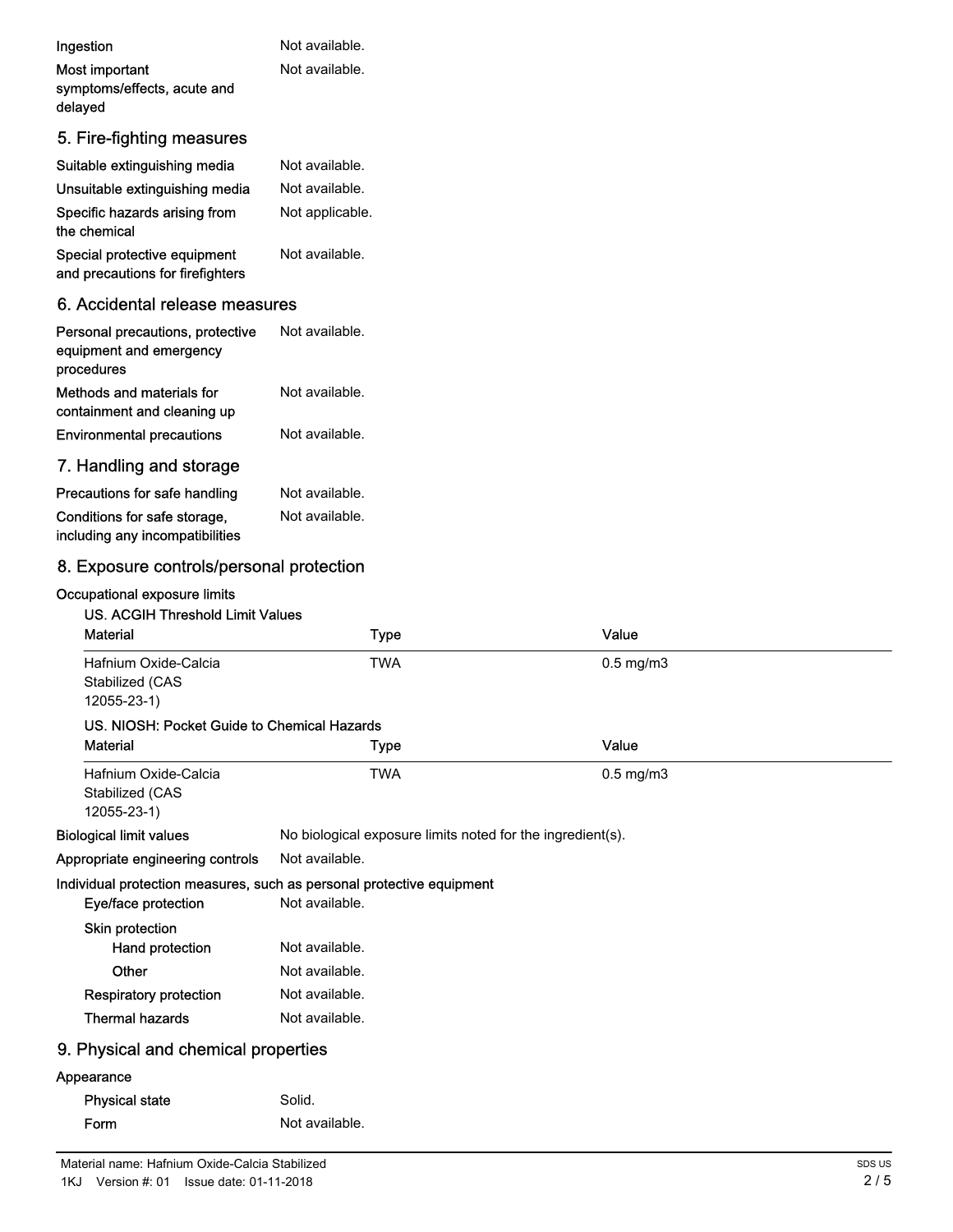| | |
|---|---|
| Ingestion | Not available. |
| Most important symptoms/effects, acute and delayed | Not available. |

## 5. Fire-fighting measures

| | |
|---|---|
| Suitable extinguishing media | Not available. |
| Unsuitable extinguishing media | Not available. |
| Specific hazards arising from the chemical | Not applicable. |
| Special protective equipment and precautions for firefighters | Not available. |

## 6. Accidental release measures

| | |
|---|---|
| Personal precautions, protective equipment and emergency procedures | Not available. |
| Methods and materials for containment and cleaning up | Not available. |
| Environmental precautions | Not available. |

## 7. Handling and storage

| | |
|---|---|
| Precautions for safe handling | Not available. |
| Conditions for safe storage, including any incompatibilities | Not available. |

## 8. Exposure controls/personal protection

**Occupational exposure limits**

**US. ACGIH Threshold Limit Values**

| Material | Type | Value |
|---|---|---|
| Hafnium Oxide-Calcia Stabilized (CAS 12055-23-1) | TWA | 0.5 mg/m3 |

**US. NIOSH: Pocket Guide to Chemical Hazards**

| Material | Type | Value |
|---|---|---|
| Hafnium Oxide-Calcia Stabilized (CAS 12055-23-1) | TWA | 0.5 mg/m3 |

| | |
|---|---|
| Biological limit values | No biological exposure limits noted for the ingredient(s). |
| Appropriate engineering controls | Not available. |

**Individual protection measures, such as personal protective equipment**

| | |
|---|---|
| Eye/face protection | Not available. |
| Skin protection | |
| Hand protection | Not available. |
| Other | Not available. |
| Respiratory protection | Not available. |
| Thermal hazards | Not available. |

## 9. Physical and chemical properties

**Appearance**

| | |
|---|---|
| Physical state | Solid. |
| Form | Not available. |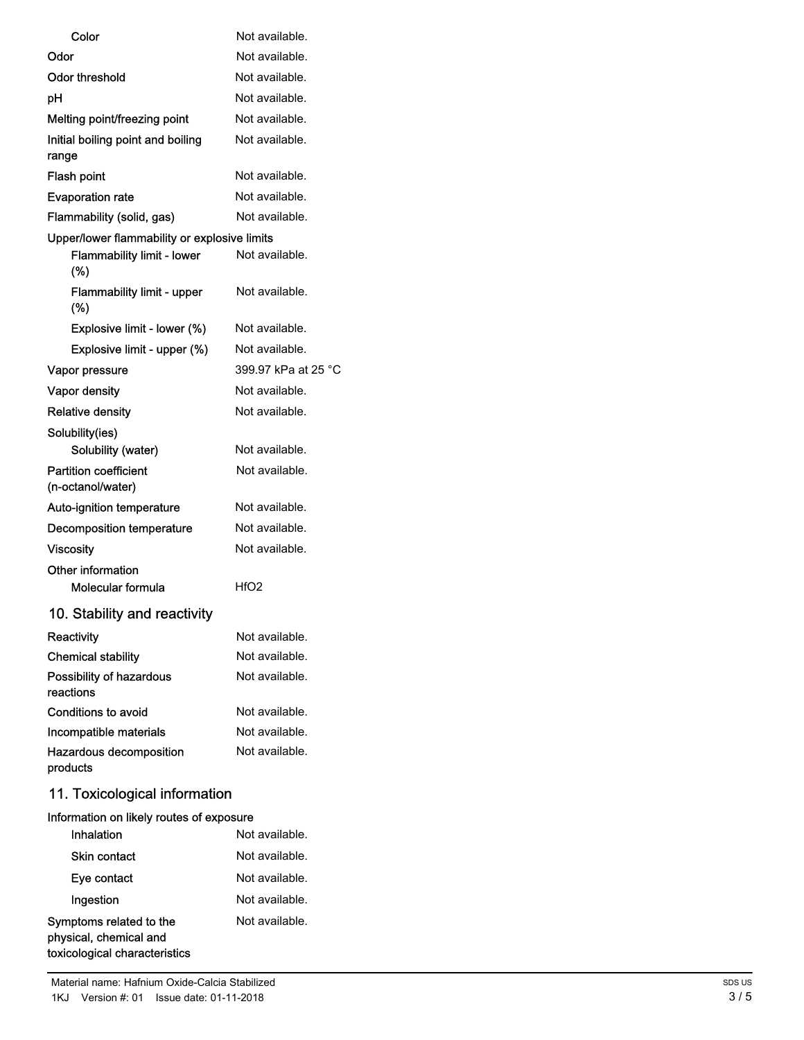| | |
|---|---|
| Color | Not available. |
| Odor | Not available. |
| Odor threshold | Not available. |
| pH | Not available. |
| Melting point/freezing point | Not available. |
| Initial boiling point and boiling range | Not available. |
| Flash point | Not available. |
| Evaporation rate | Not available. |
| Flammability (solid, gas) | Not available. |
| Upper/lower flammability or explosive limits | |
| Flammability limit - lower (%) | Not available. |
| Flammability limit - upper (%) | Not available. |
| Explosive limit - lower (%) | Not available. |
| Explosive limit - upper (%) | Not available. |
| Vapor pressure | 399.97 kPa at 25 °C |
| Vapor density | Not available. |
| Relative density | Not available. |
| Solubility(ies) | |
| Solubility (water) | Not available. |
| Partition coefficient (n-octanol/water) | Not available. |
| Auto-ignition temperature | Not available. |
| Decomposition temperature | Not available. |
| Viscosity | Not available. |
| Other information | |
| Molecular formula | $HfO_2$ |

## 10. Stability and reactivity

| | |
|---|---|
| Reactivity | Not available. |
| Chemical stability | Not available. |
| Possibility of hazardous reactions | Not available. |
| Conditions to avoid | Not available. |
| Incompatible materials | Not available. |
| Hazardous decomposition products | Not available. |

## 11. Toxicological information

| | |
|---|---|
| Information on likely routes of exposure | |
| Inhalation | Not available. |
| Skin contact | Not available. |
| Eye contact | Not available. |
| Ingestion | Not available. |
| Symptoms related to the physical, chemical and toxicological characteristics | Not available. |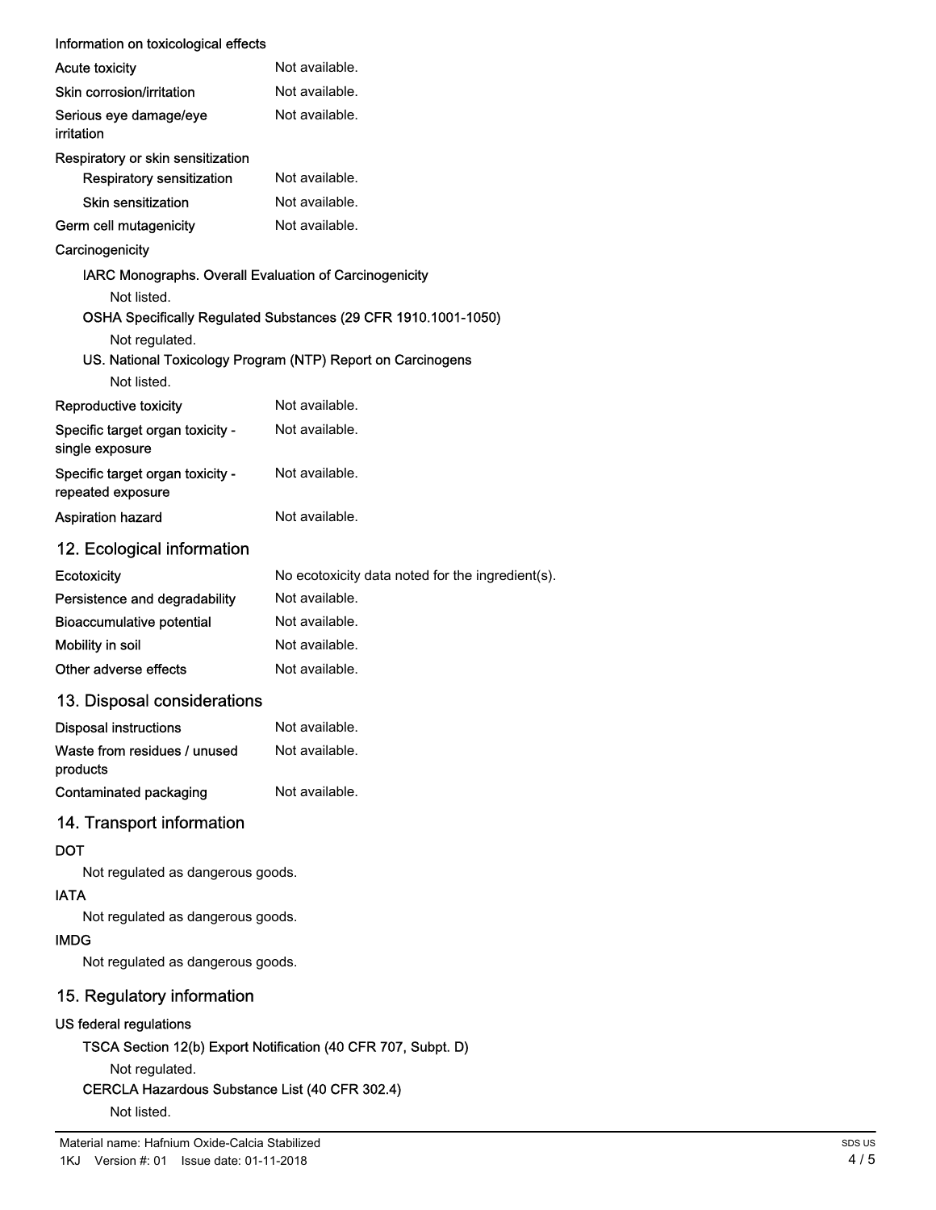**Information on toxicological effects**

| | |
|---|---|
| Acute toxicity | Not available. |
| Skin corrosion/irritation | Not available. |
| Serious eye damage/eye irritation | Not available. |

**Respiratory or skin sensitization**

| | |
|---|---|
| Respiratory sensitization | Not available. |
| Skin sensitization | Not available. |
| Germ cell mutagenicity | Not available. |

**Carcinogenicity**

**IARC Monographs. Overall Evaluation of Carcinogenicity**

Not listed.

**OSHA Specifically Regulated Substances (29 CFR 1910.1001-1050)**

Not regulated.

**US. National Toxicology Program (NTP) Report on Carcinogens**

Not listed.

| | |
|---|---|
| Reproductive toxicity | Not available. |
| Specific target organ toxicity - single exposure | Not available. |
| Specific target organ toxicity - repeated exposure | Not available. |
| Aspiration hazard | Not available. |

## 12. Ecological information

| | |
|---|---|
| Ecotoxicity | No ecotoxicity data noted for the ingredient(s). |
| Persistence and degradability | Not available. |
| Bioaccumulative potential | Not available. |
| Mobility in soil | Not available. |
| Other adverse effects | Not available. |

## 13. Disposal considerations

| | |
|---|---|
| Disposal instructions | Not available. |
| Waste from residues / unused products | Not available. |
| Contaminated packaging | Not available. |

## 14. Transport information

**DOT**

Not regulated as dangerous goods.

**IATA**

Not regulated as dangerous goods.

**IMDG**

Not regulated as dangerous goods.

## 15. Regulatory information

**US federal regulations**

**TSCA Section 12(b) Export Notification (40 CFR 707, Subpt. D)**

Not regulated.

**CERCLA Hazardous Substance List (40 CFR 302.4)**

Not listed.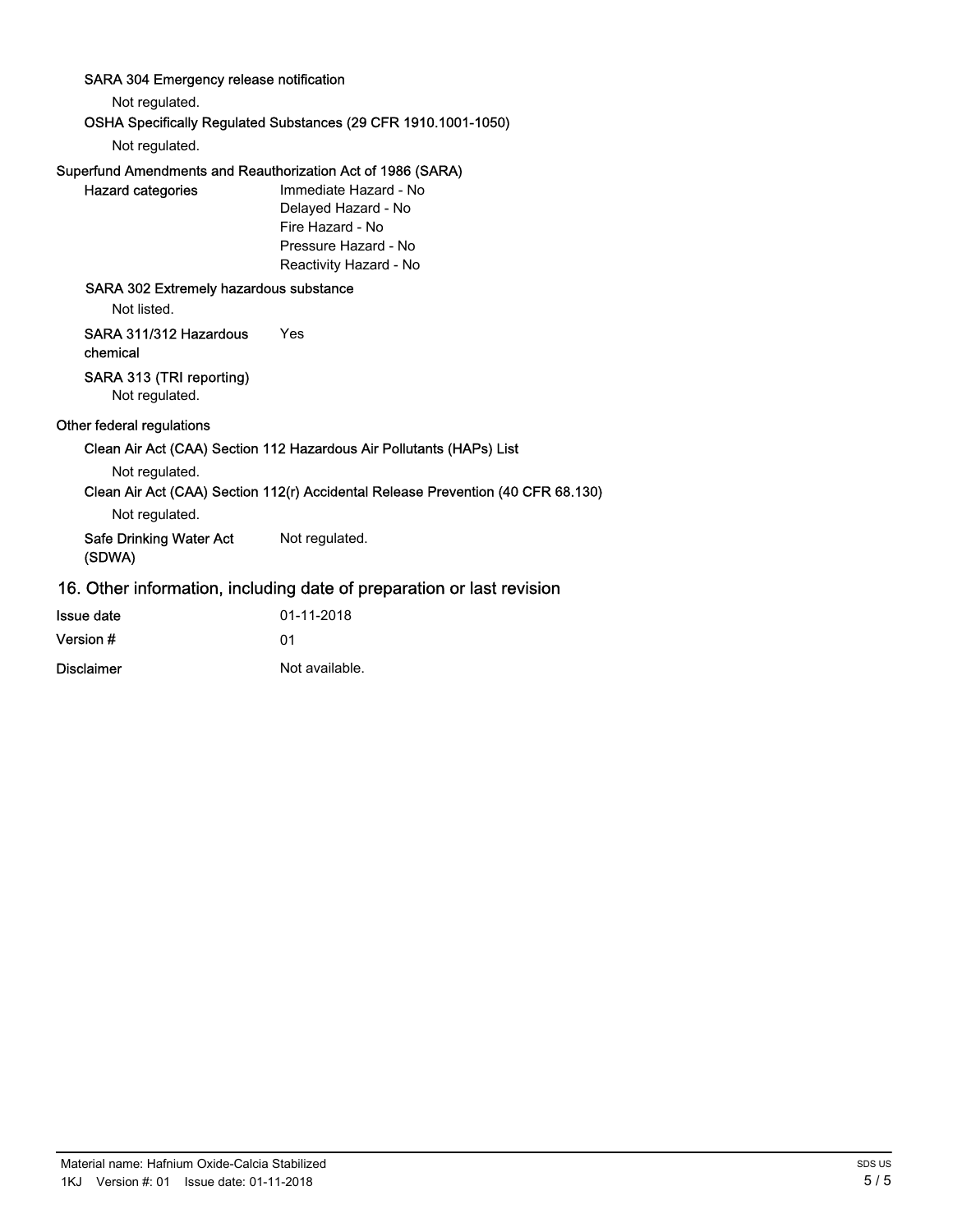**SARA 304 Emergency release notification**

Not regulated.

**OSHA Specifically Regulated Substances (29 CFR 1910.1001-1050)**

Not regulated.

**Superfund Amendments and Reauthorization Act of 1986 (SARA)**

| | |
|---|---|
| **Hazard categories** | Immediate Hazard - No<br>Delayed Hazard - No<br>Fire Hazard - No<br>Pressure Hazard - No<br>Reactivity Hazard - No |

**SARA 302 Extremely hazardous substance**

Not listed.

| | |
|---|---|
| **SARA 311/312 Hazardous chemical** | Yes |

**SARA 313 (TRI reporting)**

Not regulated.

**Other federal regulations**

**Clean Air Act (CAA) Section 112 Hazardous Air Pollutants (HAPs) List**

Not regulated.

**Clean Air Act (CAA) Section 112(r) Accidental Release Prevention (40 CFR 68.130)**

Not regulated.

| | |
|---|---|
| **Safe Drinking Water Act (SDWA)** | Not regulated. |

## 16. Other information, including date of preparation or last revision

| | |
|---|---|
| **Issue date** | 01-11-2018 |
| **Version #** | 01 |
| **Disclaimer** | Not available. |